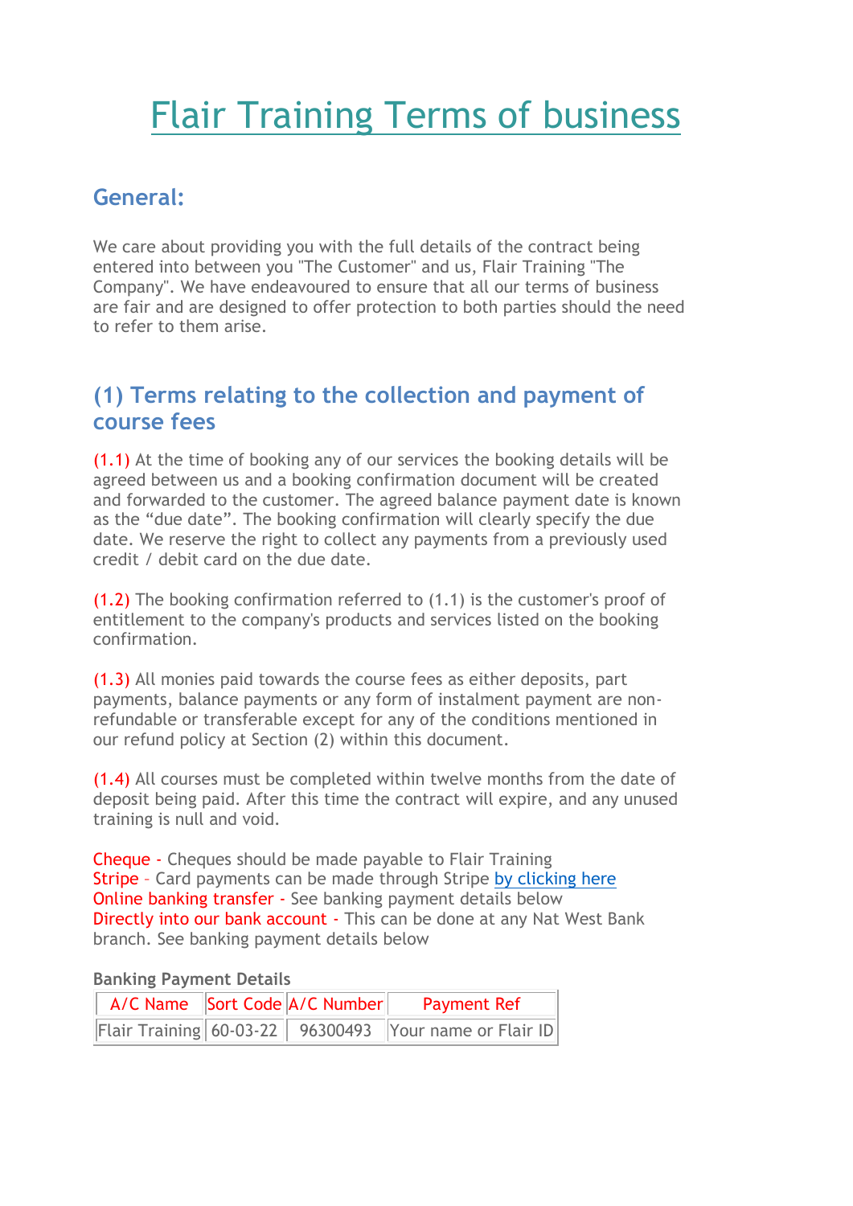# Flair Training Terms of business

## General:

We care about providing you with the full details of the contract being entered into between you "The Customer" and us, Flair Training "The Company". We have endeavoured to ensure that all our terms of business are fair and are designed to offer protection to both parties should the need to refer to them arise.

## (1) Terms relating to the collection and payment of course fees

(1.1) At the time of booking any of our services the booking details will be agreed between us and a booking confirmation document will be created and forwarded to the customer. The agreed balance payment date is known as the "due date". The booking confirmation will clearly specify the due date. We reserve the right to collect any payments from a previously used credit / debit card on the due date.

(1.2) The booking confirmation referred to (1.1) is the customer's proof of entitlement to the company's products and services listed on the booking confirmation.

(1.3) All monies paid towards the course fees as either deposits, part payments, balance payments or any form of instalment payment are non-refundable or transferable except for any of the conditions mentioned in our refund policy at Section (2) within this document.

(1.4) All courses must be completed within twelve months from the date of deposit being paid. After this time the contract will expire, and any unused training is null and void.

Cheque - Cheques should be made payable to Flair Training
Stripe – Card payments can be made through Stripe by clicking here
Online banking transfer - See banking payment details below
Directly into our bank account - This can be done at any Nat West Bank branch. See banking payment details below

**Banking Payment Details**

| A/C Name | Sort Code | A/C Number | Payment Ref |
|---|---|---|---|
| Flair Training | 60-03-22 | 96300493 | Your name or Flair ID |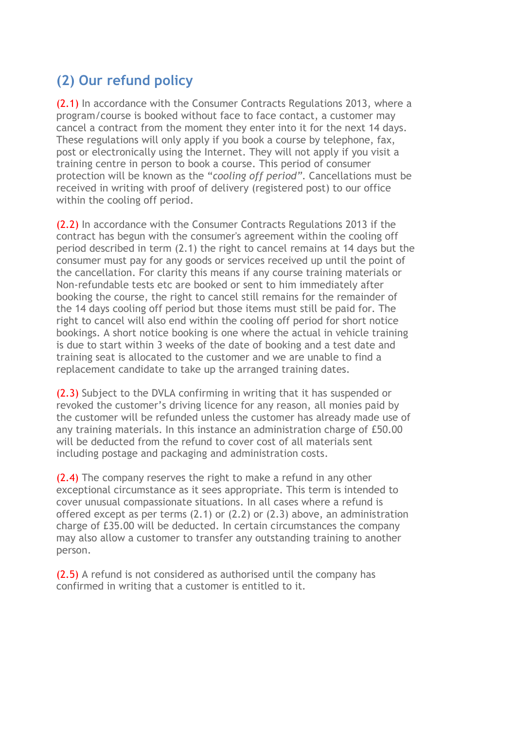## (2) Our refund policy

(2.1) In accordance with the Consumer Contracts Regulations 2013, where a program/course is booked without face to face contact, a customer may cancel a contract from the moment they enter into it for the next 14 days. These regulations will only apply if you book a course by telephone, fax, post or electronically using the Internet. They will not apply if you visit a training centre in person to book a course. This period of consumer protection will be known as the "*cooling off period*". Cancellations must be received in writing with proof of delivery (registered post) to our office within the cooling off period.

(2.2) In accordance with the Consumer Contracts Regulations 2013 if the contract has begun with the consumer's agreement within the cooling off period described in term (2.1) the right to cancel remains at 14 days but the consumer must pay for any goods or services received up until the point of the cancellation. For clarity this means if any course training materials or Non-refundable tests etc are booked or sent to him immediately after booking the course, the right to cancel still remains for the remainder of the 14 days cooling off period but those items must still be paid for. The right to cancel will also end within the cooling off period for short notice bookings. A short notice booking is one where the actual in vehicle training is due to start within 3 weeks of the date of booking and a test date and training seat is allocated to the customer and we are unable to find a replacement candidate to take up the arranged training dates.

(2.3) Subject to the DVLA confirming in writing that it has suspended or revoked the customer's driving licence for any reason, all monies paid by the customer will be refunded unless the customer has already made use of any training materials. In this instance an administration charge of £50.00 will be deducted from the refund to cover cost of all materials sent including postage and packaging and administration costs.

(2.4) The company reserves the right to make a refund in any other exceptional circumstance as it sees appropriate. This term is intended to cover unusual compassionate situations. In all cases where a refund is offered except as per terms (2.1) or (2.2) or (2.3) above, an administration charge of £35.00 will be deducted. In certain circumstances the company may also allow a customer to transfer any outstanding training to another person.

(2.5) A refund is not considered as authorised until the company has confirmed in writing that a customer is entitled to it.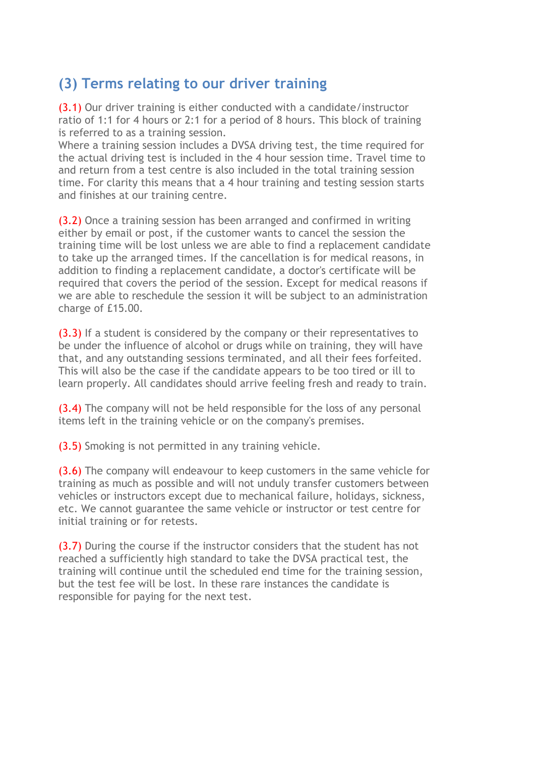## (3) Terms relating to our driver training

(3.1) Our driver training is either conducted with a candidate/instructor ratio of 1:1 for 4 hours or 2:1 for a period of 8 hours. This block of training is referred to as a training session.
Where a training session includes a DVSA driving test, the time required for the actual driving test is included in the 4 hour session time. Travel time to and return from a test centre is also included in the total training session time. For clarity this means that a 4 hour training and testing session starts and finishes at our training centre.

(3.2) Once a training session has been arranged and confirmed in writing either by email or post, if the customer wants to cancel the session the training time will be lost unless we are able to find a replacement candidate to take up the arranged times. If the cancellation is for medical reasons, in addition to finding a replacement candidate, a doctor's certificate will be required that covers the period of the session. Except for medical reasons if we are able to reschedule the session it will be subject to an administration charge of £15.00.

(3.3) If a student is considered by the company or their representatives to be under the influence of alcohol or drugs while on training, they will have that, and any outstanding sessions terminated, and all their fees forfeited. This will also be the case if the candidate appears to be too tired or ill to learn properly. All candidates should arrive feeling fresh and ready to train.

(3.4) The company will not be held responsible for the loss of any personal items left in the training vehicle or on the company's premises.

(3.5) Smoking is not permitted in any training vehicle.

(3.6) The company will endeavour to keep customers in the same vehicle for training as much as possible and will not unduly transfer customers between vehicles or instructors except due to mechanical failure, holidays, sickness, etc. We cannot guarantee the same vehicle or instructor or test centre for initial training or for retests.

(3.7) During the course if the instructor considers that the student has not reached a sufficiently high standard to take the DVSA practical test, the training will continue until the scheduled end time for the training session, but the test fee will be lost. In these rare instances the candidate is responsible for paying for the next test.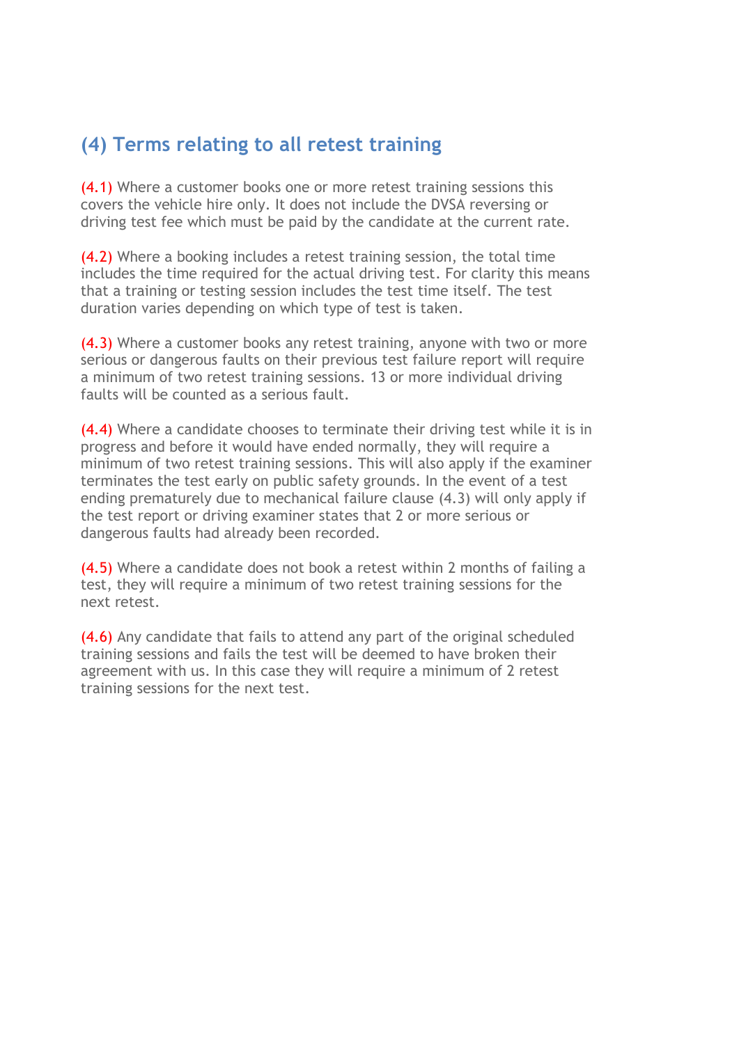## (4) Terms relating to all retest training

(4.1) Where a customer books one or more retest training sessions this covers the vehicle hire only. It does not include the DVSA reversing or driving test fee which must be paid by the candidate at the current rate.

(4.2) Where a booking includes a retest training session, the total time includes the time required for the actual driving test. For clarity this means that a training or testing session includes the test time itself. The test duration varies depending on which type of test is taken.

(4.3) Where a customer books any retest training, anyone with two or more serious or dangerous faults on their previous test failure report will require a minimum of two retest training sessions. 13 or more individual driving faults will be counted as a serious fault.

(4.4) Where a candidate chooses to terminate their driving test while it is in progress and before it would have ended normally, they will require a minimum of two retest training sessions. This will also apply if the examiner terminates the test early on public safety grounds. In the event of a test ending prematurely due to mechanical failure clause (4.3) will only apply if the test report or driving examiner states that 2 or more serious or dangerous faults had already been recorded.

(4.5) Where a candidate does not book a retest within 2 months of failing a test, they will require a minimum of two retest training sessions for the next retest.

(4.6) Any candidate that fails to attend any part of the original scheduled training sessions and fails the test will be deemed to have broken their agreement with us. In this case they will require a minimum of 2 retest training sessions for the next test.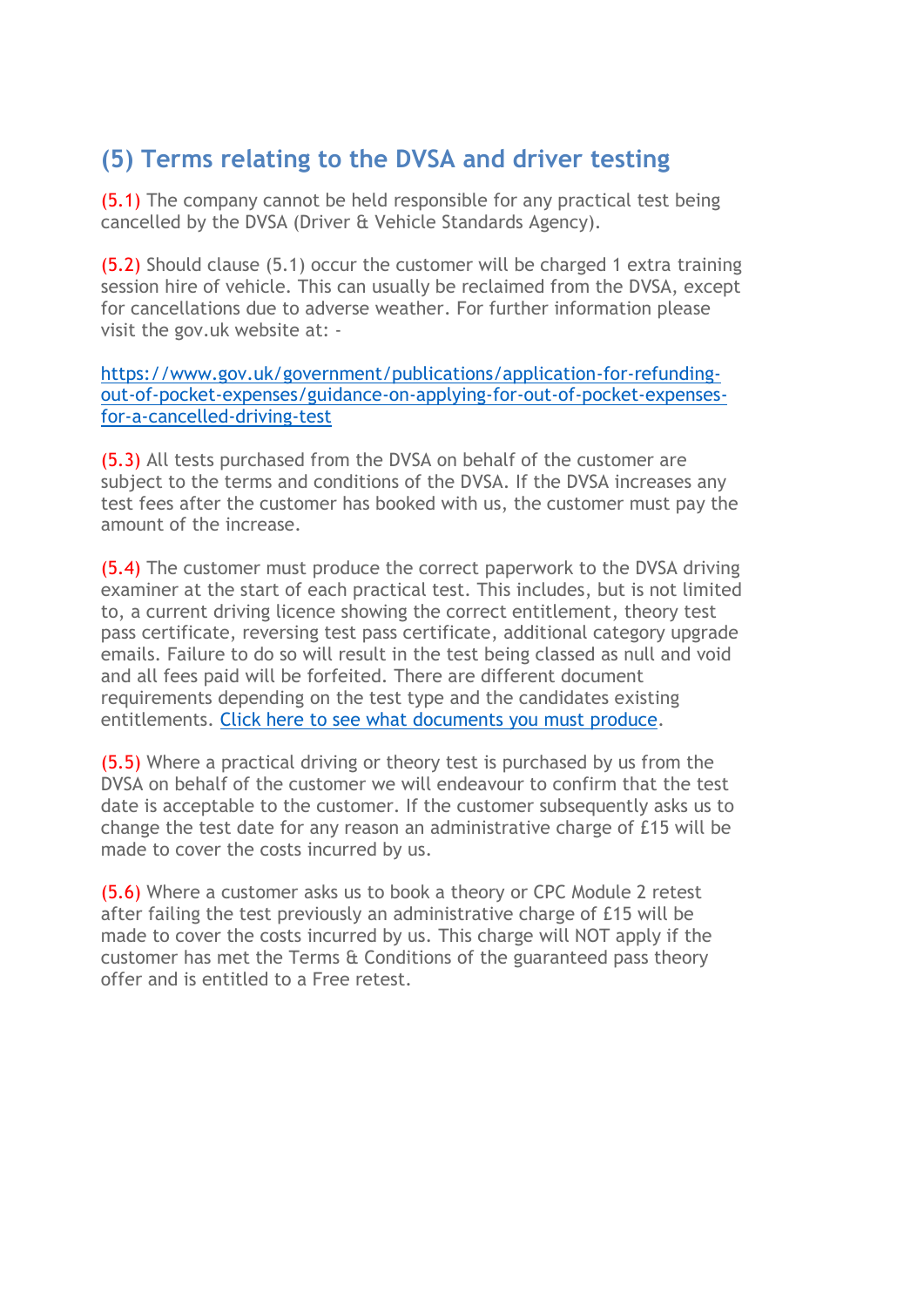## (5) Terms relating to the DVSA and driver testing

(5.1) The company cannot be held responsible for any practical test being cancelled by the DVSA (Driver & Vehicle Standards Agency).

(5.2) Should clause (5.1) occur the customer will be charged 1 extra training session hire of vehicle. This can usually be reclaimed from the DVSA, except for cancellations due to adverse weather. For further information please visit the gov.uk website at: -

[https://www.gov.uk/government/publications/application-for-refunding-out-of-pocket-expenses/guidance-on-applying-for-out-of-pocket-expenses-for-a-cancelled-driving-test](https://www.gov.uk/government/publications/application-for-refunding-out-of-pocket-expenses/guidance-on-applying-for-out-of-pocket-expenses-for-a-cancelled-driving-test)

(5.3) All tests purchased from the DVSA on behalf of the customer are subject to the terms and conditions of the DVSA. If the DVSA increases any test fees after the customer has booked with us, the customer must pay the amount of the increase.

(5.4) The customer must produce the correct paperwork to the DVSA driving examiner at the start of each practical test. This includes, but is not limited to, a current driving licence showing the correct entitlement, theory test pass certificate, reversing test pass certificate, additional category upgrade emails. Failure to do so will result in the test being classed as null and void and all fees paid will be forfeited. There are different document requirements depending on the test type and the candidates existing entitlements. Click here to see what documents you must produce.

(5.5) Where a practical driving or theory test is purchased by us from the DVSA on behalf of the customer we will endeavour to confirm that the test date is acceptable to the customer. If the customer subsequently asks us to change the test date for any reason an administrative charge of £15 will be made to cover the costs incurred by us.

(5.6) Where a customer asks us to book a theory or CPC Module 2 retest after failing the test previously an administrative charge of £15 will be made to cover the costs incurred by us. This charge will NOT apply if the customer has met the Terms & Conditions of the guaranteed pass theory offer and is entitled to a Free retest.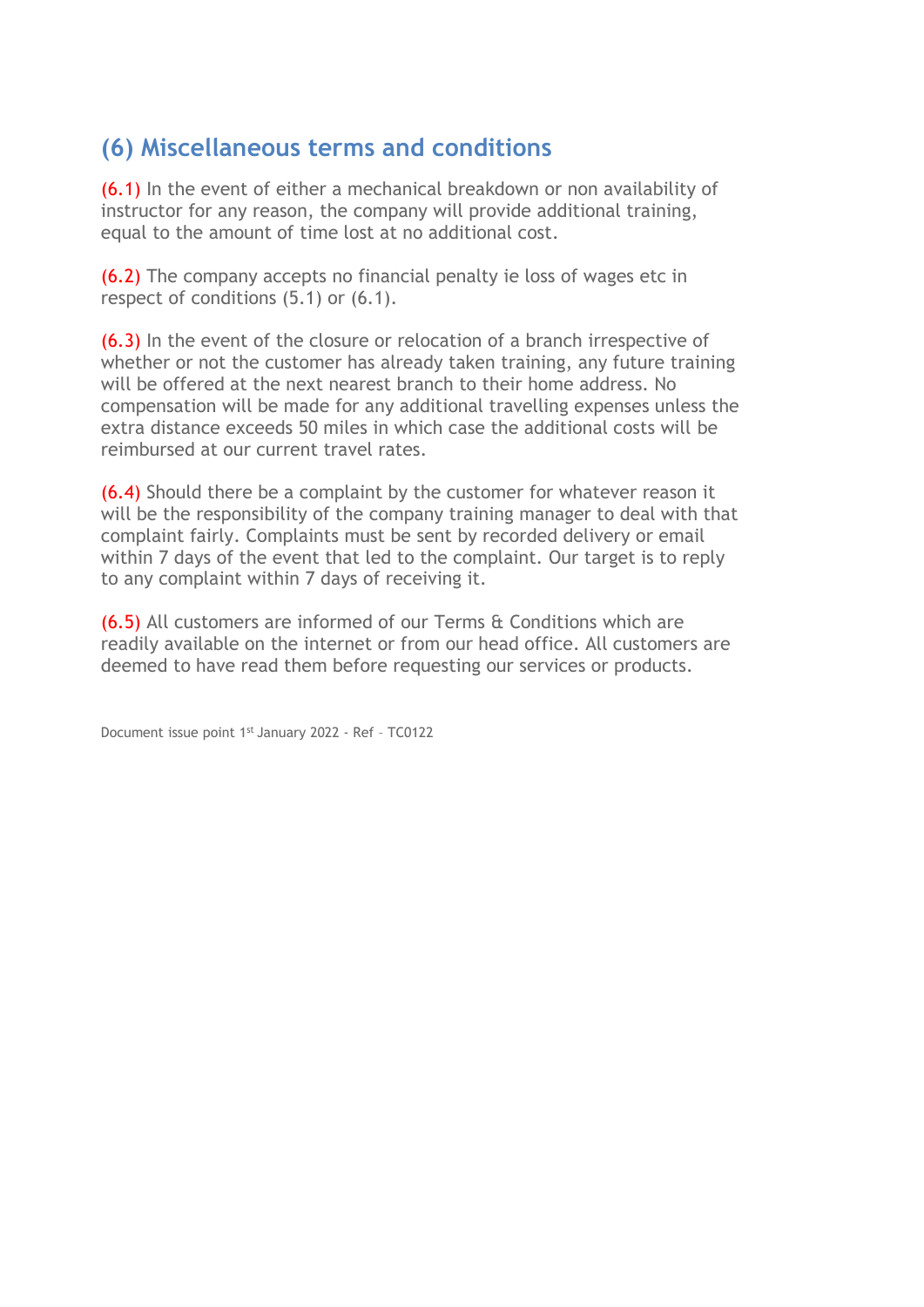## (6) Miscellaneous terms and conditions

(6.1) In the event of either a mechanical breakdown or non availability of instructor for any reason, the company will provide additional training, equal to the amount of time lost at no additional cost.

(6.2) The company accepts no financial penalty ie loss of wages etc in respect of conditions (5.1) or (6.1).

(6.3) In the event of the closure or relocation of a branch irrespective of whether or not the customer has already taken training, any future training will be offered at the next nearest branch to their home address. No compensation will be made for any additional travelling expenses unless the extra distance exceeds 50 miles in which case the additional costs will be reimbursed at our current travel rates.

(6.4) Should there be a complaint by the customer for whatever reason it will be the responsibility of the company training manager to deal with that complaint fairly. Complaints must be sent by recorded delivery or email within 7 days of the event that led to the complaint. Our target is to reply to any complaint within 7 days of receiving it.

(6.5) All customers are informed of our Terms & Conditions which are readily available on the internet or from our head office. All customers are deemed to have read them before requesting our services or products.

Document issue point 1st January 2022 - Ref – TC0122